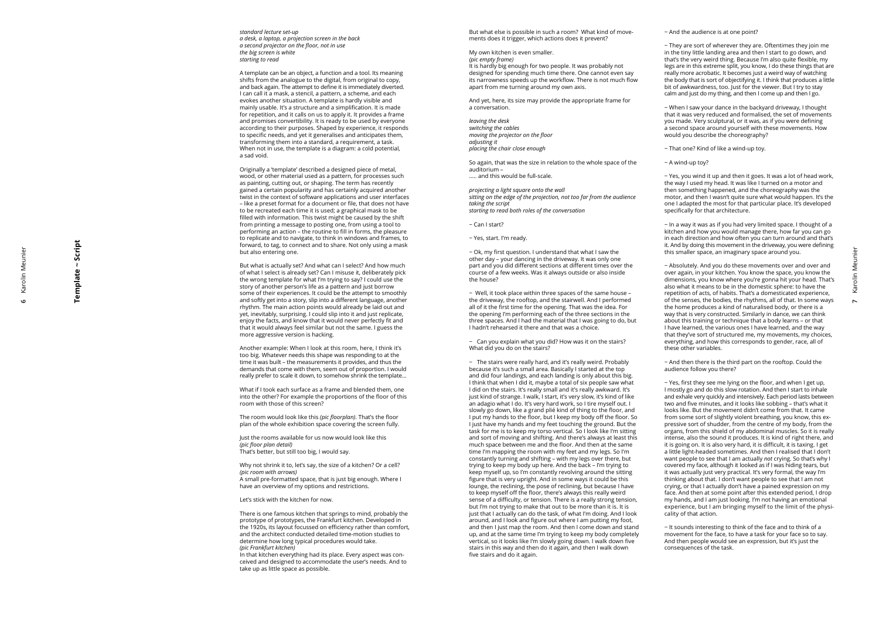*standard lecture set-up*
*a desk, a laptop, a projection screen in the back*
*a second projector on the floor, not in use*
*the big screen is white*
*starting to read*

A template can be an object, a function and a tool. Its meaning shifts from the analogue to the digital, from original to copy, and back again. The attempt to define it is immediately diverted. I can call it a mask, a stencil, a pattern, a scheme, and each evokes another situation. A template is hardly visible and mainly usable. It's a structure and a simplification. It is made for repetition, and it calls on us to apply it. It provides a frame and promises convertibility. It is ready to be used by everyone according to their purposes. Shaped by experience, it responds to specific needs, and yet it generalises and anticipates them, transforming them into a standard, a requirement, a task. When not in use, the template is a diagram: a cold potential, a sad void.

Originally a 'template' described a designed piece of metal, wood, or other material used as a pattern, for processes such as painting, cutting out, or shaping. The term has recently gained a certain popularity and has certainly acquired another twist in the context of software applications and user interfaces – like a preset format for a document or file, that does not have to be recreated each time it is used; a graphical mask to be filled with information. This twist might be caused by the shift from printing a message to posting one, from using a tool to performing an action – the routine to fill in forms, the pleasure to replicate and to navigate, to think in windows and frames, to forward, to tag, to connect and to share. Not only using a mask but also entering one.

But what is actually set? And what can I select? And how much of what I select is already set? Can I misuse it, deliberately pick the wrong template for what I'm trying to say? I could use the story of another person's life as a pattern and just borrow some of their experiences. It could be the attempt to smoothly and softly get into a story, slip into a different language, another rhythm. The main action points would already be laid out and yet, inevitably, surprising. I could slip into it and just replicate, enjoy the facts, and know that it would never perfectly fit and that it would always feel similar but not the same. I guess the more aggressive version is hacking.

Another example: When I look at this room, here, I think it's too big. Whatever needs this shape was responding to at the time it was built – the measurements it provides, and thus the demands that come with them, seem out of proportion. I would really prefer to scale it down, to somehow shrink the template...

What if I took each surface as a frame and blended them, one into the other? For example the proportions of the floor of this room with those of this screen?

The room would look like this *(pic floorplan)*. That's the floor plan of the whole exhibition space covering the screen fully.

Just the rooms available for us now would look like this
*(pic floor plan detail)*
That's better, but still too big, I would say.

Why not shrink it to, let's say, the size of a kitchen? Or a cell?
*(pic room with arrows)*
A small pre-formatted space, that is just big enough. Where I have an overview of my options and restrictions.

Let's stick with the kitchen for now.

There is one famous kitchen that springs to mind, probably the prototype of prototypes, the Frankfurt kitchen. Developed in the 1920s, its layout focussed on efficiency rather than comfort, and the architect conducted detailed time-motion studies to determine how long typical procedures would take.
*(pic Frankfurt kitchen)*
In that kitchen everything had its place. Every aspect was conceived and designed to accommodate the user's needs. And to take up as little space as possible.

But what else is possible in such a room? What kind of movements does it trigger, which actions does it prevent?

My own kitchen is even smaller.
*(pic empty frame)*
It is hardly big enough for two people. It was probably not designed for spending much time there. One cannot even say its narrowness speeds up the workflow. There is not much flow apart from me turning around my own axis.

And yet, here, its size may provide the appropriate frame for a conversation.

*leaving the desk*
*switching the cables*
*moving the projector on the floor*
*adjusting it*
*placing the chair close enough*

So again, that was the size in relation to the whole space of the auditorium –
..... and this would be full-scale.

*projecting a light square onto the wall*
*sitting on the edge of the projection, not too far from the audience*
*taking the script*
*starting to read both roles of the conversation*

– Can I start?

– Yes, start. I'm ready.

– Ok, my first question. I understand that what I saw the other day – your dancing in the driveway. It was only one part and you did different sections at different times over the course of a few weeks. Was it always outside or also inside the house?

– Well, it took place within three spaces of the same house – the driveway, the rooftop, and the stairwell. And I performed all of it the first time for the opening. That was the idea. For the opening I'm performing each of the three sections in the three spaces. And I had the material that I was going to do, but I hadn't rehearsed it there and so that was a choice.

– Can you explain what you did? How was it on the stairs? What did you do on the stairs?

– The stairs were really hard, and it's really weird. Probably because it's such a small area. Basically I started at the top and did four landings, and each landing is only about this big. I think that when I did it, maybe a total of six people saw what I did on the stairs. It's really small and it's really awkward. It's just kind of strange. I walk, I start, it's very slow, it's kind of like an adagio what I do. It's very hard work, so I tire myself out. I slowly go down, like a grand plié kind of thing to the floor, and I put my hands to the floor, but I keep my body off the floor. So I just have my hands and my feet touching the ground. But the task for me is to keep my torso vertical. So I look like I'm sitting and sort of moving and shifting. And there's always at least this much space between me and the floor. And then at the same time I'm mapping the room with my feet and my legs. So I'm constantly turning and shifting – with my legs over there, but trying to keep my body up here. And the back – I'm trying to keep myself up, so I'm constantly revolving around the sitting figure that is very upright. And in some ways it could be this lounge, the reclining, the pose of reclining, but because I have to keep myself off the floor, there's always this really weird sense of a difficulty, or tension. There is a really strong tension, but I'm not trying to make that out to be more than it is. It is just that I actually can do the task, of what I'm doing. And I look around, and I look and figure out where I am putting my foot, and then I just map the room. And then I come down and stand up, and at the same time I'm trying to keep my body completely vertical, so it looks like I'm slowly going down. I walk down five stairs in this way and then do it again, and then I walk down five stairs and do it again.

– And the audience is at one point?

– They are sort of wherever they are. Oftentimes they join me in the tiny little landing area and then I start to go down, and that's the very weird thing. Because I'm also quite flexible, my legs are in this extreme split, you know, I do these things that are really more acrobatic. It becomes just a weird way of watching the body that is sort of objectifying it. I think that produces a little bit of awkwardness, too. Just for the viewer. But I try to stay calm and just do my thing, and then I come up and then I go.

– When I saw your dance in the backyard driveway, I thought that it was very reduced and formalised, the set of movements you made. Very sculptural, or it was, as if you were defining a second space around yourself with these movements. How would you describe the choreography?

– That one? Kind of like a wind-up toy.

– A wind-up toy?

– Yes, you wind it up and then it goes. It was a lot of head work, the way I used my head. It was like I turned on a motor and then something happened, and the choreography was the motor, and then I wasn't quite sure what would happen. It's the one I adapted the most for that particular place. It's developed specifically for that architecture.

– In a way it was as if you had very limited space. I thought of a kitchen and how you would manage there, how far you can go in each direction and how often you can turn around and that's it. And by doing this movement in the driveway, you were defining this smaller space, an imaginary space around you.

– Absolutely. And you do these movements over and over and over again, in your kitchen. You know the space, you know the dimensions, you know where you're gonna hit your head. That's also what it means to be in the domestic sphere: to have the repetition of acts, of habits. That's a domesticated experience, of the senses, the bodies, the rhythms, all of that. In some ways the home produces a kind of naturalised body, or there is a way that is very constructed. Similarly in dance, we can think about this training or technique that a body learns – or that I have learned, the various ones I have learned, and the way that they've sort of structured me, my movements, my choices, everything, and how this corresponds to gender, race, all of these other variables.

– And then there is the third part on the rooftop. Could the audience follow you there?

– Yes, first they see me lying on the floor, and when I get up, I mostly go and do this slow rotation. And then I start to inhale and exhale very quickly and intensively. Each period lasts between two and five minutes, and it looks like sobbing – that's what it looks like. But the movement didn't come from that. It came from some sort of slightly violent breathing, you know, this expressive sort of shudder, from the centre of my body, from the organs, from this shield of my abdominal muscles. So it is really intense, also the sound it produces. It is kind of right there, and it is going on. It is also very hard, it is difficult, it is taxing. I get a little light-headed sometimes. And then I realised that I don't want people to see that I am actually *not* crying. So that's why I covered my face, although it looked as if I was hiding tears, but it was actually just very practical. It's very formal, the way I'm thinking about that. I don't want people to see that I am not crying, or that I actually don't have a pained expression on my face. And then at some point after this extended period, I drop my hands, and I am just looking. I'm not having an emotional experience, but I am bringing myself to the limit of the physicality of that action.

– It sounds interesting to think of the face and to think of a movement for the face, to have a task for your face so to say. And then people would see an expression, but it's just the consequences of the task.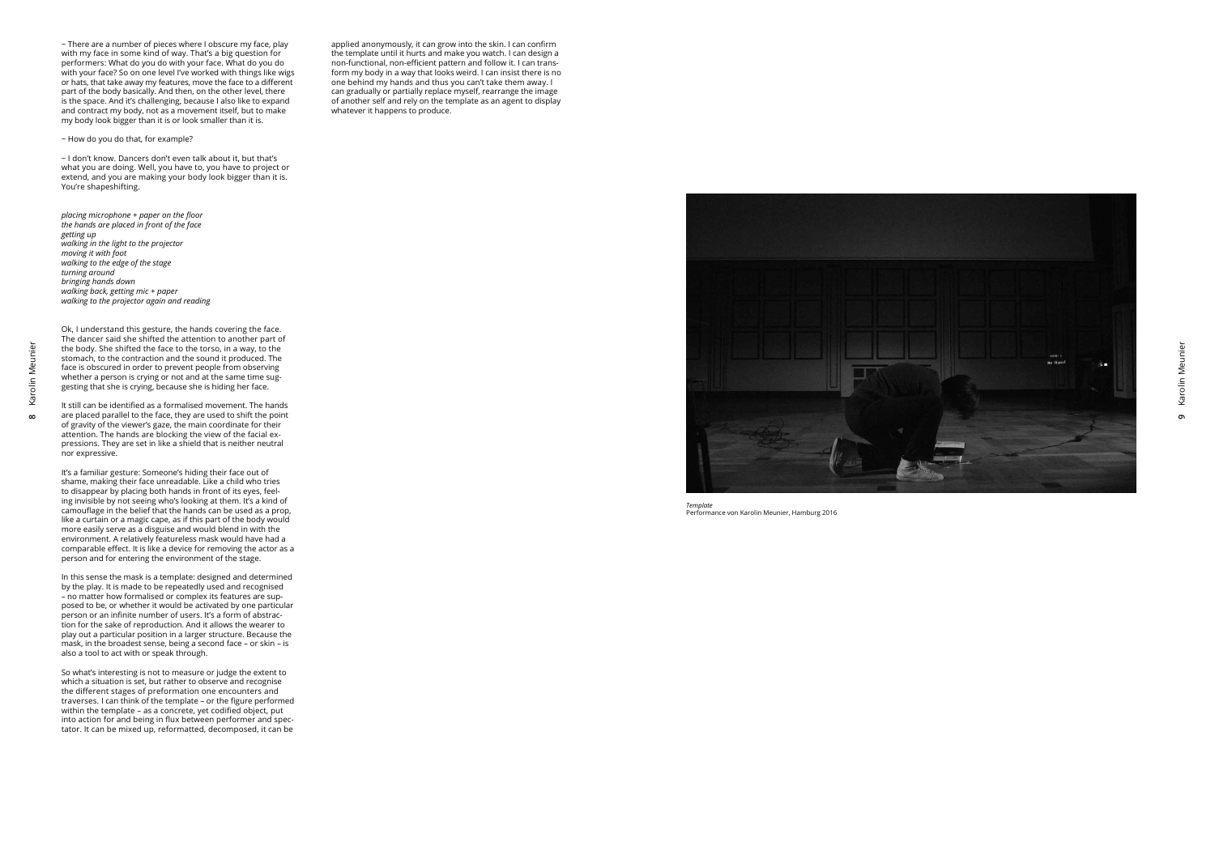– There are a number of pieces where I obscure my face, play with my face in some kind of way. That's a big question for performers: What do you do with your face. What do you do with your face? So on one level I've worked with things like wigs or hats, that take away my features, move the face to a different part of the body basically. And then, on the other level, there is the space. And it's challenging, because I also like to expand and contract my body, not as a movement itself, but to make my body look bigger than it is or look smaller than it is.

– How do you do that, for example?

– I don't know. Dancers don't even talk about it, but that's what you are doing. Well, you have to, you have to project or extend, and you are making your body look bigger than it is. You're shapeshifting.

*placing microphone + paper on the floor*
*the hands are placed in front of the face*
*getting up*
*walking in the light to the projector*
*moving it with foot*
*walking to the edge of the stage*
*turning around*
*bringing hands down*
*walking back, getting mic + paper*
*walking to the projector again and reading*

Ok, I understand this gesture, the hands covering the face. The dancer said she shifted the attention to another part of the body. She shifted the face to the torso, in a way, to the stomach, to the contraction and the sound it produced. The face is obscured in order to prevent people from observing whether a person is crying or not and at the same time suggesting that she is crying, because she is hiding her face.

It still can be identified as a formalised movement. The hands are placed parallel to the face, they are used to shift the point of gravity of the viewer's gaze, the main coordinate for their attention. The hands are blocking the view of the facial expressions. They are set in like a shield that is neither neutral nor expressive.

It's a familiar gesture: Someone's hiding their face out of shame, making their face unreadable. Like a child who tries to disappear by placing both hands in front of its eyes, feeling invisible by not seeing who's looking at them. It's a kind of camouflage in the belief that the hands can be used as a prop, like a curtain or a magic cape, as if this part of the body would more easily serve as a disguise and would blend in with the environment. A relatively featureless mask would have had a comparable effect. It is like a device for removing the actor as a person and for entering the environment of the stage.

In this sense the mask is a template: designed and determined by the play. It is made to be repeatedly used and recognised – no matter how formalised or complex its features are supposed to be, or whether it would be activated by one particular person or an infinite number of users. It's a form of abstraction for the sake of reproduction. And it allows the wearer to play out a particular position in a larger structure. Because the mask, in the broadest sense, being a second face – or skin – is also a tool to act with or speak through.

So what's interesting is not to measure or judge the extent to which a situation is set, but rather to observe and recognise the different stages of preformation one encounters and traverses. I can think of the template – or the figure performed within the template – as a concrete, yet codified object, put into action for and being in flux between performer and spectator. It can be mixed up, reformatted, decomposed, it can be applied anonymously, it can grow into the skin. I can confirm the template until it hurts and make you watch. I can design a non-functional, non-efficient pattern and follow it. I can transform my body in a way that looks weird. I can insist there is no one behind my hands and thus you can't take them away. I can gradually or partially replace myself, rearrange the image of another self and rely on the template as an agent to display whatever it happens to produce.

*Template*
Performance von Karolin Meunier, Hamburg 2016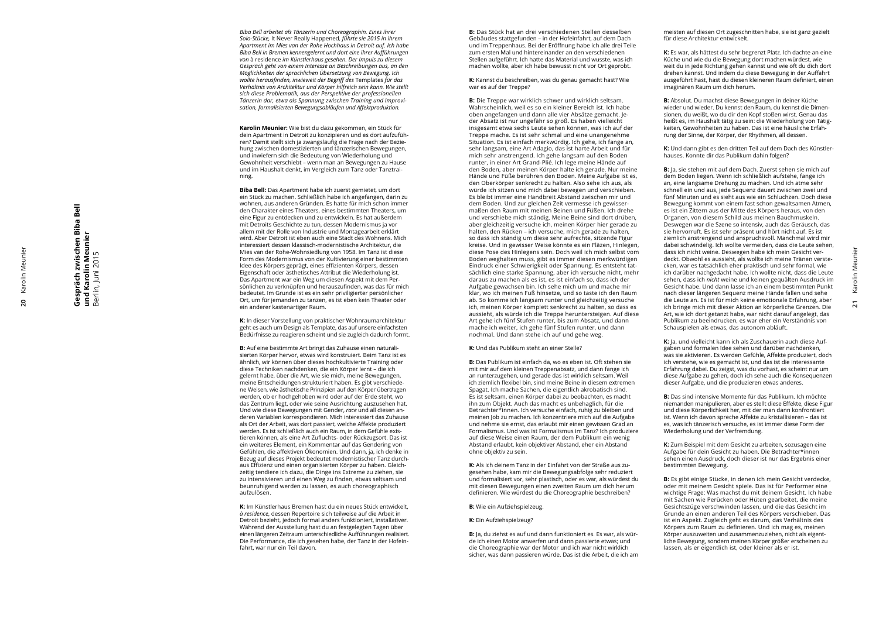## Gespräch zwischen Biba Bell und Karolin Meunier
Berlin, Juni 2015

*Biba Bell arbeitet als Tänzerin und Choreographin. Eines ihrer Solo-Stücke,* It Never Really Happened, *führte sie 2015 in ihrem Apartment im Mies van der Rohe Hochhaus in Detroit auf. Ich habe Biba Bell in Bremen kennengelernt und dort eine ihrer Aufführungen von* à residence *im Künstlerhaus gesehen. Der Impuls zu diesem Gespräch geht von einem Interesse an Beschreibungen aus, an den Möglichkeiten der sprachlichen Übersetzung von Bewegung. Ich wollte herausfinden, inwieweit der Begriff des* Templates *für das Verhältnis von Architektur und Körper hilfreich sein kann. Wie stellt sich diese Problematik, aus der Perspektive der professionellen Tänzerin dar, etwa als Spannung zwischen Training und Improvisation, formalisierten Bewegungsabläufen und Affektproduktion.*

**Karolin Meunier:** Wie bist du dazu gekommen, ein Stück für dein Apartment in Detroit zu konzipieren und es dort aufzuführen? Damit stellt sich ja zwangsläufig die Frage nach der Beziehung zwischen domestizierten und tänzerischen Bewegungen, und inwiefern sich die Bedeutung von Wiederholung und Gewohnheit verschiebt – wenn man an Bewegungen zu Hause und im Haushalt denkt, im Vergleich zum Tanz oder Tanztraining.

**Biba Bell:** Das Apartment habe ich zuerst gemietet, um dort ein Stück zu machen. Schließlich habe ich angefangen, darin zu wohnen, aus anderen Gründen. Es hatte für mich schon immer den Charakter eines Theaters, eines bestimmten Theaters, um eine Figur zu entdecken und zu entwickeln. Es hat außerdem mit Detroits Geschichte zu tun, dessen Modernismus ja vor allem mit der Rolle von Industrie und Montagearbeit erklärt wird. Aber Detroit ist eben auch eine Stadt des Wohnens. Mich interessiert dessen klassisch-modernistische Architektur, die Mies van der Rohe-Wohnsiedlung von 1958. Im Tanz ist diese Form des Modernismus von der Kultivierung einer bestimmten Idee des Körpers geprägt, eines effizienten Körpers, dessen Eigenschaft oder ästhetisches Attribut die Wiederholung ist. Das Apartment war ein Weg um diesen Aspekt mit dem Persönlichen zu verknüpfen und herauszufinden, was das für mich bedeutet. Im Grunde ist es ein sehr privilegierter persönlicher Ort, um für jemanden zu tanzen, es ist eben kein Theater oder ein anderer kastenartiger Raum.

**K:** In dieser Vorstellung von praktischer Wohnraumarchitektur geht es auch um Design als Template, das auf unsere einfachsten Bedürfnisse zu reagieren scheint und sie zugleich dadurch formt.

**B:** Auf eine bestimmte Art bringt das Zuhause einen naturalisierten Körper hervor, etwas wird konstruiert. Beim Tanz ist es ähnlich, wir können über dieses hochkultivierte Training oder diese Techniken nachdenken, die ein Körper lernt – die ich gelernt habe, über die Art, wie sie mich, meine Bewegungen, meine Entscheidungen strukturiert haben. Es gibt verschiedene Weisen, wie ästhetische Prinzipien auf den Körper übertragen werden, ob er hochgehoben wird oder auf der Erde steht, wo das Zentrum liegt, oder wie seine Ausrichtung auszusehen hat. Und wie diese Bewegungen mit Gender, *race* und all diesen anderen Variablen korrespondieren. Mich interessiert das Zuhause als Ort der Arbeit, was dort passiert, welche Affekte produziert werden. Es ist schließlich auch ein Raum, in dem Gefühle existieren können, als eine Art Zufluchts- oder Rückzugsort. Das ist ein weiteres Element, ein Kommentar auf das Gendering von Gefühlen, die affektiven Ökonomien. Und dann, ja, ich denke in Bezug auf dieses Projekt bedeutet modernistischer Tanz durchaus Effizienz und einen organisierten Körper zu haben. Gleichzeitig tendiere ich dazu, die Dinge ins Extreme zu ziehen, sie zu intensivieren und einen Weg zu finden, etwas seltsam und beunruhigend werden zu lassen, es auch choreographisch aufzulösen.

**K:** Im Künstlerhaus Bremen hast du ein neues Stück entwickelt, *à residence*, dessen Repertoire sich teilweise auf die Arbeit in Detroit bezieht, jedoch formal anders funktioniert, installativer. Während der Ausstellung hast du an festgelegten Tagen über einen längeren Zeitraum unterschiedliche Aufführungen realisiert. Die Performance, die ich gesehen habe, der Tanz in der Hofeinfahrt, war nur ein Teil davon.

**B:** Das Stück hat an drei verschiedenen Stellen desselben Gebäudes stattgefunden – in der Hofeinfahrt, auf dem Dach und im Treppenhaus. Bei der Eröffnung habe ich alle drei Teile zum ersten Mal und hintereinander an den verschiedenen Stellen aufgeführt. Ich hatte das Material und wusste, was ich machen wollte, aber ich habe bewusst nicht vor Ort geprobt.

**K:** Kannst du beschreiben, was du genau gemacht hast? Wie war es auf der Treppe?

**B:** Die Treppe war wirklich schwer und wirklich seltsam. Wahrscheinlich, weil es so ein kleiner Bereich ist. Ich habe oben angefangen und dann alle vier Absätze gemacht. Jeder Absatz ist nur ungefähr so groß. Es haben vielleicht insgesamt etwa sechs Leute sehen können, was ich auf der Treppe mache. Es ist sehr schmal und eine unangenehme Situation. Es ist einfach merkwürdig. Ich gehe, ich fange an, sehr langsam, eine Art Adagio, das ist harte Arbeit und für mich sehr anstrengend. Ich gehe langsam auf den Boden runter, in einer Art Grand-Plié. Ich lege meine Hände auf den Boden, aber meinen Körper halte ich gerade. Nur meine Hände und Füße berühren den Boden. Meine Aufgabe ist es, den Oberkörper senkrecht zu halten. Also sehe ich aus, als würde ich sitzen und mich dabei bewegen und verschieben. Es bleibt immer eine Handbreit Abstand zwischen mir und dem Boden. Und zur gleichen Zeit vermesse ich gewissermaßen den Raum mit meinen Beinen und Füßen. Ich drehe und verschiebe mich ständig. Meine Beine sind dort drüben, aber gleichzeitig versuche ich, meinen Körper hier gerade zu halten, den Rücken – ich versuche, mich gerade zu halten, so dass ich ständig um diese sehr aufrechte, sitzende Figur kreise. Und in gewisser Weise könnte es ein Fläzen, Hinlegen, diese Pose des Hinlegens sein. Doch weil ich mich selbst vom Boden weghalten muss, gibt es immer diesen merkwürdigen Eindruck einer Schwierigkeit oder Spannung. Es entsteht tatsächlich eine starke Spannung, aber ich versuche nicht, mehr daraus zu machen als es ist, es ist einfach so, dass ich der Aufgabe gewachsen bin. Ich sehe mich um und mache mir klar, wo ich meinen Fuß hinsetze, und so taste ich den Raum ab. So komme ich langsam runter und gleichzeitig versuche ich, meinen Körper komplett senkrecht zu halten, so dass es aussieht, als würde ich die Treppe heruntersteigen. Auf diese Art gehe ich fünf Stufen runter, bis zum Absatz, und dann mache ich weiter, ich gehe fünf Stufen runter, und dann nochmal. Und dann stehe ich auf und gehe weg.

**K:** Und das Publikum steht an einer Stelle?

**B:** Das Publikum ist einfach da, wo es eben ist. Oft stehen sie mit mir auf dem kleinen Treppenabsatz, und dann fange ich an runterzugehen, und gerade das ist wirklich seltsam. Weil ich ziemlich flexibel bin, sind meine Beine in diesem extremen Spagat. Ich mache Sachen, die eigentlich akrobatisch sind. Es ist seltsam, einen Körper dabei zu beobachten, es macht ihn zum Objekt. Auch das macht es unbehaglich, für die Betrachter*innen. Ich versuche einfach, ruhig zu bleiben und meinen Job zu machen. Ich konzentriere mich auf die Aufgabe und nehme sie ernst, das erlaubt mir einen gewissen Grad an Formalismus. Und was ist Formalismus im Tanz? Ich produziere auf diese Weise einen Raum, der dem Publikum ein wenig Abstand erlaubt, kein objektiver Abstand, eher ein Abstand ohne objektiv zu sein.

**K:** Als ich deinem Tanz in der Einfahrt von der Straße aus zugesehen habe, kam mir die Bewegungsabfolge sehr reduziert und formalisiert vor, sehr plastisch, oder es war, als würdest du mit diesen Bewegungen einen zweiten Raum um dich herum definieren. Wie würdest du die Choreographie beschreiben?

**B:** Wie ein Aufziehspielzeug.

**K:** Ein Aufziehspielzeug?

**B:** Ja, du ziehst es auf und dann funktioniert es. Es war, als würde ich einen Motor anwerfen und dann passierte etwas; und die Choreographie war der Motor und ich war nicht wirklich sicher, was dann passieren würde. Das ist die Arbeit, die ich am meisten auf diesen Ort zugeschnitten habe, sie ist ganz gezielt für diese Architektur entwickelt.

**K:** Es war, als hättest du sehr begrenzt Platz. Ich dachte an eine Küche und wie du die Bewegung dort machen würdest, wie weit du in jede Richtung gehen kannst und wie oft du dich dort drehen kannst. Und indem du diese Bewegung in der Auffahrt ausgeführt hast, hast du diesen kleineren Raum definiert, einen imaginären Raum um dich herum.

**B:** Absolut. Du machst diese Bewegungen in deiner Küche wieder und wieder. Du kennst den Raum, du kennst die Dimensionen, du weißt, wo du dir den Kopf stoßen wirst. Genau das heißt es, im Haushalt tätig zu sein: die Wiederholung von Tätigkeiten, Gewohnheiten zu haben. Das ist eine häusliche Erfahrung der Sinne, der Körper, der Rhythmen, all dessen.

**K:** Und dann gibt es den dritten Teil auf dem Dach des Künstlerhauses. Konnte dir das Publikum dahin folgen?

**B:** Ja, sie stehen mit auf dem Dach. Zuerst sehen sie mich auf dem Boden liegen. Wenn ich schließlich aufstehe, fange ich an, eine langsame Drehung zu machen. Und ich atme sehr schnell ein und aus, jede Sequenz dauert zwischen zwei und fünf Minuten und es sieht aus wie ein Schluchzen. Doch diese Bewegung kommt von einem fast schon gewaltsamen Atmen, es ist ein Zittern aus der Mitte des Körpers heraus, von den Organen, von diesem Schild aus meinen Bauchmuskeln. Deswegen war die Szene so intensiv, auch das Geräusch, das sie hervorruft. Es ist sehr präsent und hört nicht auf. Es ist ziemlich anstrengend und anspruchsvoll. Manchmal wird mir dabei schwindelig. Ich wollte vermeiden, dass die Leute sehen, dass ich nicht weine. Deswegen habe ich mein Gesicht verdeckt. Obwohl es aussieht, als wollte ich meine Tränen verstecken, war es tatsächlich eher praktisch und sehr formal, wie ich darüber nachgedacht habe. Ich wollte nicht, dass die Leute sehen, dass ich *nicht* weine und keinen gequälten Ausdruck im Gesicht habe. Und dann lasse ich an einem bestimmten Punkt nach dieser längeren Sequenz meine Hände fallen und sehe die Leute an. Es ist für mich keine emotionale Erfahrung, aber ich bringe mich mit dieser Aktion an körperliche Grenzen. Die Art, wie ich dort getanzt habe, war nicht darauf angelegt, das Publikum zu beeindrucken, es war eher ein Verständnis von Schauspielen als etwas, das autonom abläuft.

**K:** Ja, und vielleicht kann ich als Zuschauerin auch diese Aufgaben und formalen Idee sehen und darüber nachdenken, was sie aktivieren. Es werden Gefühle, Affekte produziert, doch ich verstehe, wie es gemacht ist, und das ist die interessante Erfahrung dabei. Du zeigst, was du vorhast, es scheint nur um diese Aufgabe zu gehen, doch ich sehe auch die Konsequenzen dieser Aufgabe, und die produzieren etwas anderes.

**B:** Das sind intensive Momente für das Publikum. Ich möchte niemanden manipulieren, aber es stellt diese Effekte, diese Figur und diese Körperlichkeit her, mit der man dann konfrontiert ist. Wenn ich davon spreche Affekte zu kristallisieren – das ist es, was ich tänzerisch versuche, es ist immer diese Form der Wiederholung und der Verfremdung.

**K:** Zum Beispiel mit dem Gesicht zu arbeiten, sozusagen eine Aufgabe für dein Gesicht zu haben. Die Betrachter*innen sehen einen Ausdruck, doch dieser ist nur das Ergebnis einer bestimmten Bewegung.

**B:** Es gibt einige Stücke, in denen ich mein Gesicht verdecke, oder mit meinem Gesicht spiele. Das ist für Performer eine wichtige Frage: Was machst du mit deinem Gesicht. Ich habe mit Sachen wie Perücken oder Hüten gearbeitet, die meine Gesichtszüge verschwinden lassen, und die das Gesicht im Grunde an einen anderen Teil des Körpers verschieben. Das ist ein Aspekt. Zugleich geht es darum, das Verhältnis des Körpers zum Raum zu definieren. Und ich mag es, meinen Körper auszuweiten und zusammenzuziehen, nicht als eigentliche Bewegung, sondern meinen Körper größer erscheinen zu lassen, als er eigentlich ist, oder kleiner als er ist.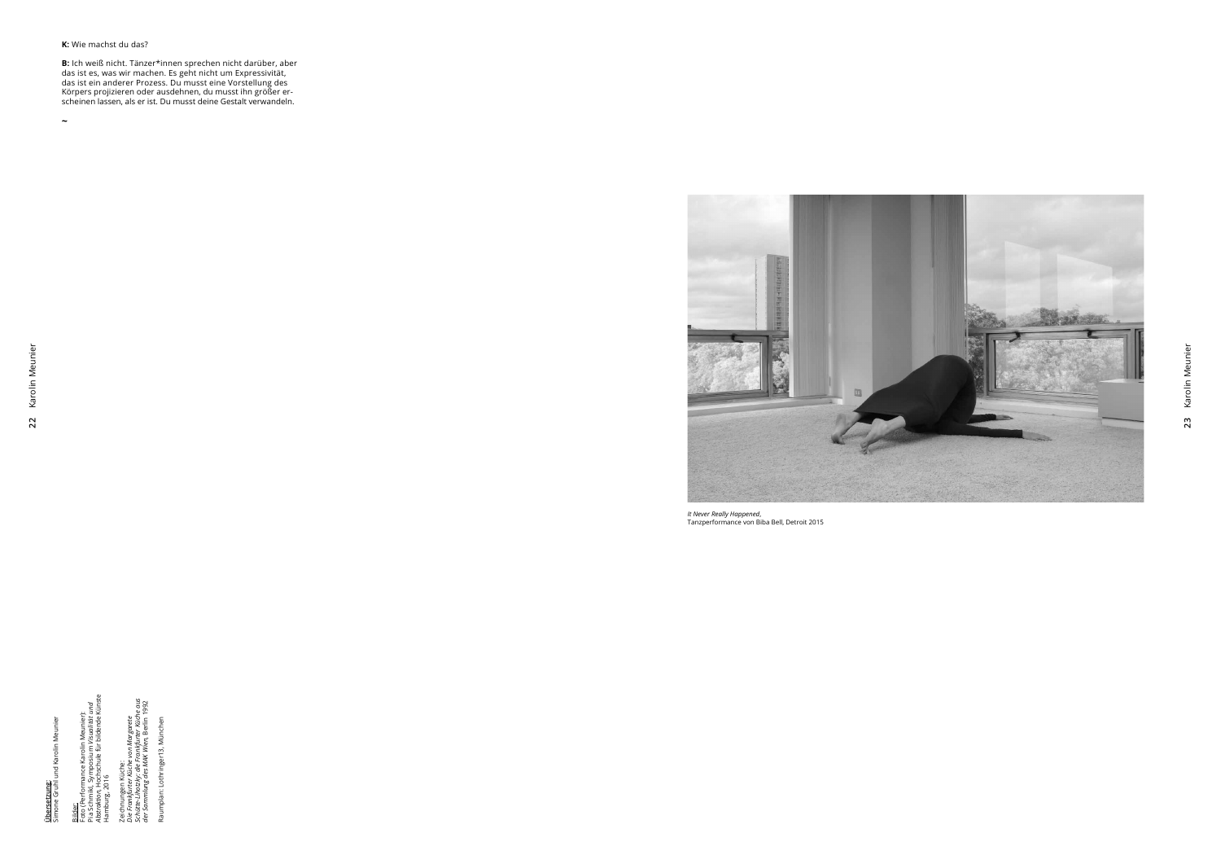**K:** Wie machst du das?

**B:** Ich weiß nicht. Tänzer*innen sprechen nicht darüber, aber das ist es, was wir machen. Es geht nicht um Expressivität, das ist ein anderer Prozess. Du musst eine Vorstellung des Körpers projizieren oder ausdehnen, du musst ihn größer erscheinen lassen, als er ist. Du musst deine Gestalt verwandeln.

~

*It Never Really Happened*,
Tanzperformance von Biba Bell, Detroit 2015

Übersetzung:
Simone Grahl und Karolin Meunier

Bilder:
Foto (Performance Karolin Meunier):
Pia Schmikl, Symposium *Visualität und Abstraktion*, Hochschule für bildende Künste Hamburg, 2016

Zeichnungen Küche:
*Die Frankfurter Küche von Margarete Schütte-Lihotzky, die Frankfurter Küche aus der Sammlung des MAK Wien*, Berlin 1992

Raumplan: Lothringer13, München